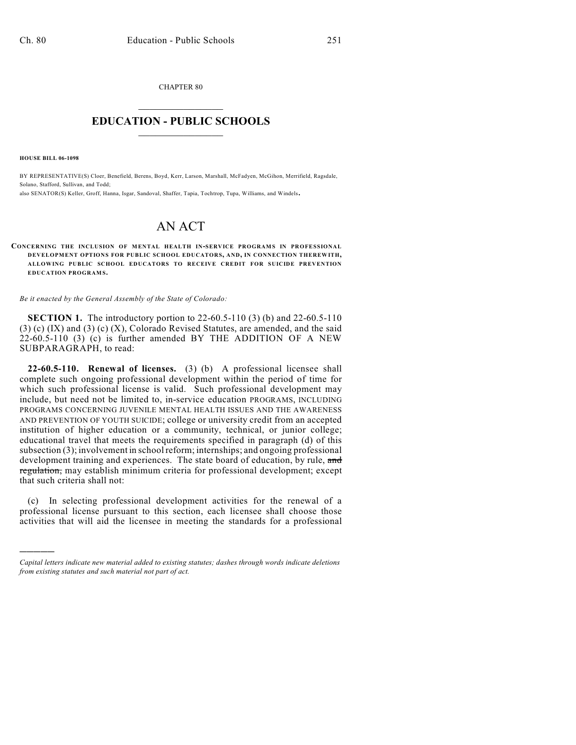CHAPTER 80

# EDUCATION - PUBLIC SCHOOLS

**HOUSE BILL 06-1098**

BY REPRESENTATIVE(S) Cloer, Benefield, Berens, Boyd, Kerr, Larson, Marshall, McFadyen, McGihon, Merrifield, Ragsdale, Solano, Stafford, Sullivan, and Todd;
also SENATOR(S) Keller, Groff, Hanna, Isgar, Sandoval, Shaffer, Tapia, Tochtrop, Tupa, Williams, and Windels.

# AN ACT

**CONCERNING THE INCLUSION OF MENTAL HEALTH IN-SERVICE PROGRAMS IN PROFESSIONAL DEVELOPMENT OPTIONS FOR PUBLIC SCHOOL EDUCATORS, AND, IN CONNECTION THEREWITH, ALLOWING PUBLIC SCHOOL EDUCATORS TO RECEIVE CREDIT FOR SUICIDE PREVENTION EDUCATION PROGRAMS.**

*Be it enacted by the General Assembly of the State of Colorado:*

**SECTION 1.** The introductory portion to 22-60.5-110 (3) (b) and 22-60.5-110 (3) (c) (IX) and (3) (c) (X), Colorado Revised Statutes, are amended, and the said 22-60.5-110 (3) (c) is further amended BY THE ADDITION OF A NEW SUBPARAGRAPH, to read:

**22-60.5-110. Renewal of licenses.** (3) (b) A professional licensee shall complete such ongoing professional development within the period of time for which such professional license is valid. Such professional development may include, but need not be limited to, in-service education PROGRAMS, INCLUDING PROGRAMS CONCERNING JUVENILE MENTAL HEALTH ISSUES AND THE AWARENESS AND PREVENTION OF YOUTH SUICIDE; college or university credit from an accepted institution of higher education or a community, technical, or junior college; educational travel that meets the requirements specified in paragraph (d) of this subsection (3); involvement in school reform; internships; and ongoing professional development training and experiences. The state board of education, by rule, ~~and regulation,~~ may establish minimum criteria for professional development; except that such criteria shall not:

(c) In selecting professional development activities for the renewal of a professional license pursuant to this section, each licensee shall choose those activities that will aid the licensee in meeting the standards for a professional

---

*Capital letters indicate new material added to existing statutes; dashes through words indicate deletions from existing statutes and such material not part of act.*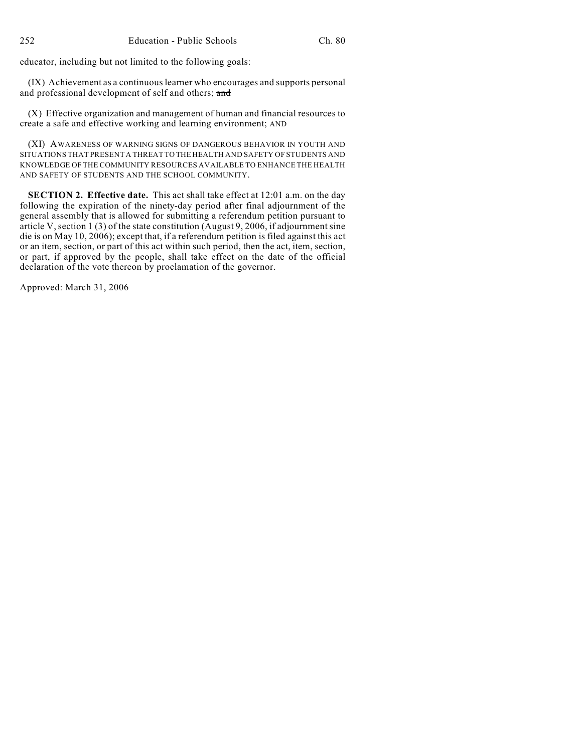educator, including but not limited to the following goals:

(IX) Achievement as a continuous learner who encourages and supports personal and professional development of self and others; ~~and~~

(X) Effective organization and management of human and financial resources to create a safe and effective working and learning environment; AND

(XI) AWARENESS OF WARNING SIGNS OF DANGEROUS BEHAVIOR IN YOUTH AND SITUATIONS THAT PRESENT A THREAT TO THE HEALTH AND SAFETY OF STUDENTS AND KNOWLEDGE OF THE COMMUNITY RESOURCES AVAILABLE TO ENHANCE THE HEALTH AND SAFETY OF STUDENTS AND THE SCHOOL COMMUNITY.

**SECTION 2. Effective date.** This act shall take effect at 12:01 a.m. on the day following the expiration of the ninety-day period after final adjournment of the general assembly that is allowed for submitting a referendum petition pursuant to article V, section 1 (3) of the state constitution (August 9, 2006, if adjournment sine die is on May 10, 2006); except that, if a referendum petition is filed against this act or an item, section, or part of this act within such period, then the act, item, section, or part, if approved by the people, shall take effect on the date of the official declaration of the vote thereon by proclamation of the governor.

Approved: March 31, 2006